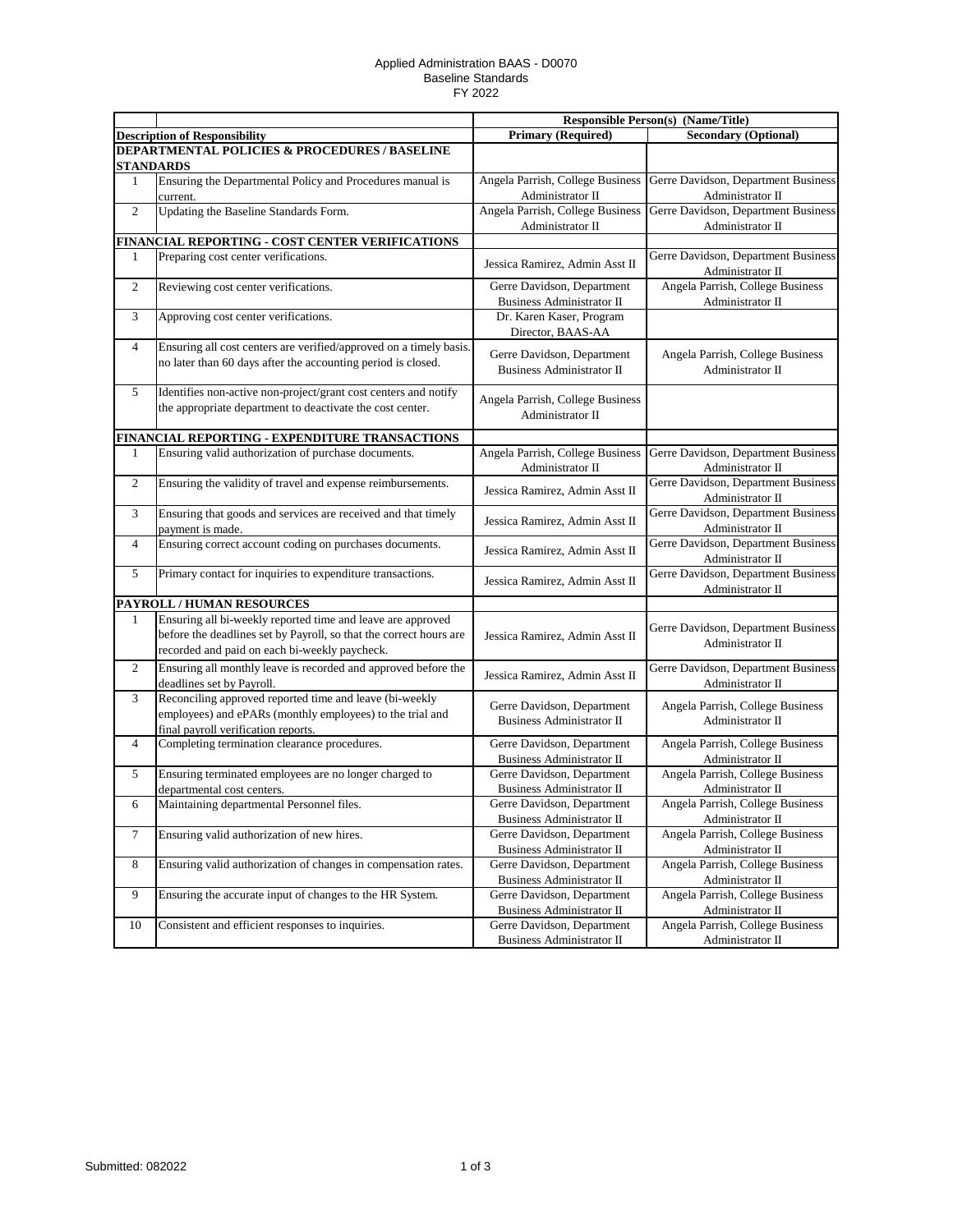Applied Administration BAAS - D0070
Baseline Standards
FY 2022

| | | Responsible Person(s) (Name/Title) | |
|---|---|---|---|
| **Description of Responsibility** | | **Primary (Required)** | **Secondary (Optional)** |
| **DEPARTMENTAL POLICIES & PROCEDURES / BASELINE STANDARDS** | | | |
| 1 | Ensuring the Departmental Policy and Procedures manual is current. | Angela Parrish, College Business Administrator II | Gerre Davidson, Department Business Administrator II |
| 2 | Updating the Baseline Standards Form. | Angela Parrish, College Business Administrator II | Gerre Davidson, Department Business Administrator II |
| **FINANCIAL REPORTING - COST CENTER VERIFICATIONS** | | | |
| 1 | Preparing cost center verifications. | Jessica Ramirez, Admin Asst II | Gerre Davidson, Department Business Administrator II |
| 2 | Reviewing cost center verifications. | Gerre Davidson, Department Business Administrator II | Angela Parrish, College Business Administrator II |
| 3 | Approving cost center verifications. | Dr. Karen Kaser, Program Director, BAAS-AA | |
| 4 | Ensuring all cost centers are verified/approved on a timely basis. no later than 60 days after the accounting period is closed. | Gerre Davidson, Department Business Administrator II | Angela Parrish, College Business Administrator II |
| 5 | Identifies non-active non-project/grant cost centers and notify the appropriate department to deactivate the cost center. | Angela Parrish, College Business Administrator II | |
| **FINANCIAL REPORTING - EXPENDITURE TRANSACTIONS** | | | |
| 1 | Ensuring valid authorization of purchase documents. | Angela Parrish, College Business Administrator II | Gerre Davidson, Department Business Administrator II |
| 2 | Ensuring the validity of travel and expense reimbursements. | Jessica Ramirez, Admin Asst II | Gerre Davidson, Department Business Administrator II |
| 3 | Ensuring that goods and services are received and that timely payment is made. | Jessica Ramirez, Admin Asst II | Gerre Davidson, Department Business Administrator II |
| 4 | Ensuring correct account coding on purchases documents. | Jessica Ramirez, Admin Asst II | Gerre Davidson, Department Business Administrator II |
| 5 | Primary contact for inquiries to expenditure transactions. | Jessica Ramirez, Admin Asst II | Gerre Davidson, Department Business Administrator II |
| **PAYROLL / HUMAN RESOURCES** | | | |
| 1 | Ensuring all bi-weekly reported time and leave are approved before the deadlines set by Payroll, so that the correct hours are recorded and paid on each bi-weekly paycheck. | Jessica Ramirez, Admin Asst II | Gerre Davidson, Department Business Administrator II |
| 2 | Ensuring all monthly leave is recorded and approved before the deadlines set by Payroll. | Jessica Ramirez, Admin Asst II | Gerre Davidson, Department Business Administrator II |
| 3 | Reconciling approved reported time and leave (bi-weekly employees) and ePARs (monthly employees) to the trial and final payroll verification reports. | Gerre Davidson, Department Business Administrator II | Angela Parrish, College Business Administrator II |
| 4 | Completing termination clearance procedures. | Gerre Davidson, Department Business Administrator II | Angela Parrish, College Business Administrator II |
| 5 | Ensuring terminated employees are no longer charged to departmental cost centers. | Gerre Davidson, Department Business Administrator II | Angela Parrish, College Business Administrator II |
| 6 | Maintaining departmental Personnel files. | Gerre Davidson, Department Business Administrator II | Angela Parrish, College Business Administrator II |
| 7 | Ensuring valid authorization of new hires. | Gerre Davidson, Department Business Administrator II | Angela Parrish, College Business Administrator II |
| 8 | Ensuring valid authorization of changes in compensation rates. | Gerre Davidson, Department Business Administrator II | Angela Parrish, College Business Administrator II |
| 9 | Ensuring the accurate input of changes to the HR System. | Gerre Davidson, Department Business Administrator II | Angela Parrish, College Business Administrator II |
| 10 | Consistent and efficient responses to inquiries. | Gerre Davidson, Department Business Administrator II | Angela Parrish, College Business Administrator II |

Submitted: 082022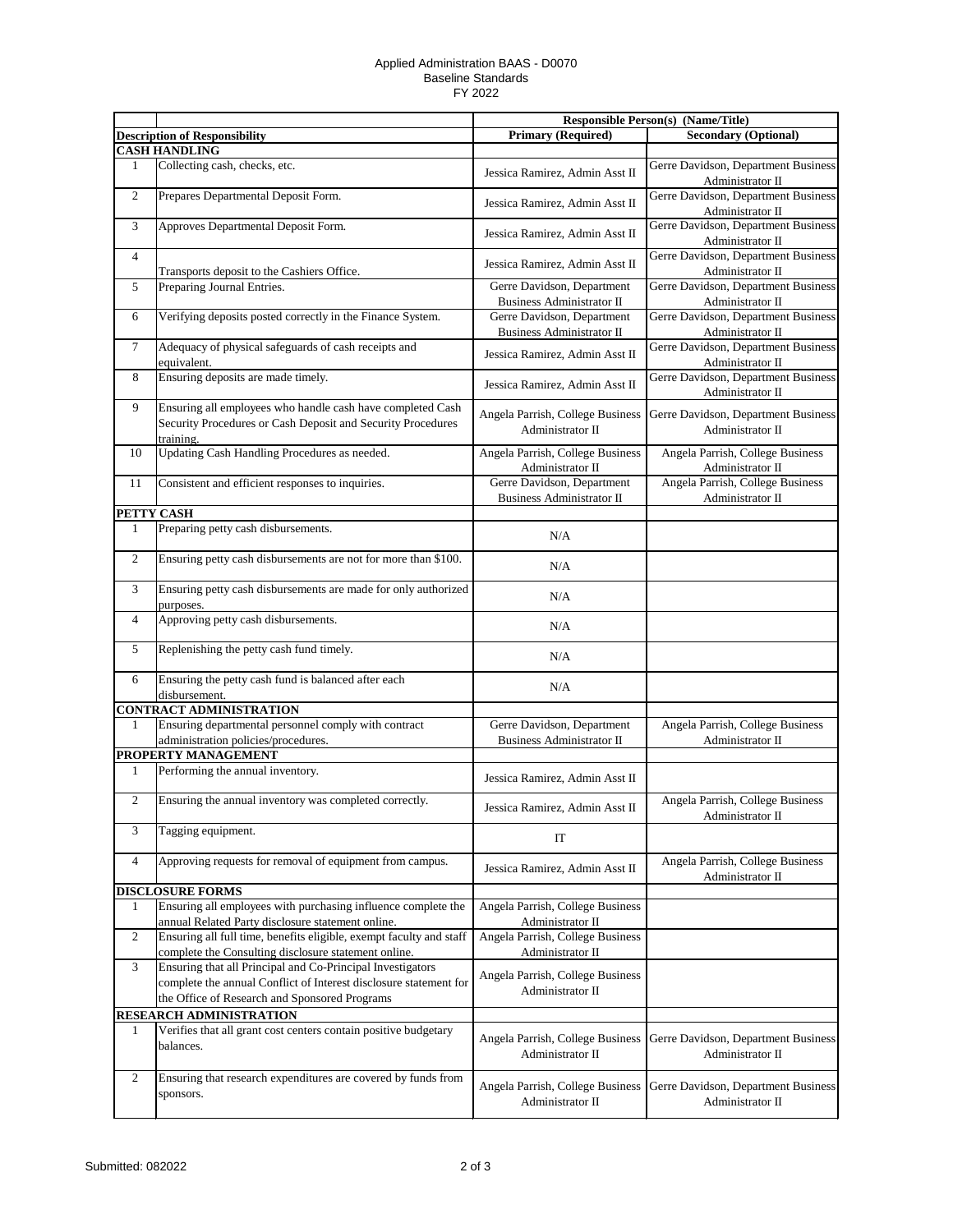Applied Administration BAAS - D0070
Baseline Standards
FY 2022

| | | Responsible Person(s) (Name/Title) | |
|---|---|---|---|
| | **Description of Responsibility** | **Primary (Required)** | **Secondary (Optional)** |
| **CASH HANDLING** | | | |
| 1 | Collecting cash, checks, etc. | Jessica Ramirez, Admin Asst II | Gerre Davidson, Department Business Administrator II |
| 2 | Prepares Departmental Deposit Form. | Jessica Ramirez, Admin Asst II | Gerre Davidson, Department Business Administrator II |
| 3 | Approves Departmental Deposit Form. | Jessica Ramirez, Admin Asst II | Gerre Davidson, Department Business Administrator II |
| 4 | Transports deposit to the Cashiers Office. | Jessica Ramirez, Admin Asst II | Gerre Davidson, Department Business Administrator II |
| 5 | Preparing Journal Entries. | Gerre Davidson, Department Business Administrator II | Gerre Davidson, Department Business Administrator II |
| 6 | Verifying deposits posted correctly in the Finance System. | Gerre Davidson, Department Business Administrator II | Gerre Davidson, Department Business Administrator II |
| 7 | Adequacy of physical safeguards of cash receipts and equivalent. | Jessica Ramirez, Admin Asst II | Gerre Davidson, Department Business Administrator II |
| 8 | Ensuring deposits are made timely. | Jessica Ramirez, Admin Asst II | Gerre Davidson, Department Business Administrator II |
| 9 | Ensuring all employees who handle cash have completed Cash Security Procedures or Cash Deposit and Security Procedures training. | Angela Parrish, College Business Administrator II | Gerre Davidson, Department Business Administrator II |
| 10 | Updating Cash Handling Procedures as needed. | Angela Parrish, College Business Administrator II | Angela Parrish, College Business Administrator II |
| 11 | Consistent and efficient responses to inquiries. | Gerre Davidson, Department Business Administrator II | Angela Parrish, College Business Administrator II |
| **PETTY CASH** | | | |
| 1 | Preparing petty cash disbursements. | N/A | |
| 2 | Ensuring petty cash disbursements are not for more than $100. | N/A | |
| 3 | Ensuring petty cash disbursements are made for only authorized purposes. | N/A | |
| 4 | Approving petty cash disbursements. | N/A | |
| 5 | Replenishing the petty cash fund timely. | N/A | |
| 6 | Ensuring the petty cash fund is balanced after each disbursement. | N/A | |
| **CONTRACT ADMINISTRATION** | | | |
| 1 | Ensuring departmental personnel comply with contract administration policies/procedures. | Gerre Davidson, Department Business Administrator II | Angela Parrish, College Business Administrator II |
| **PROPERTY MANAGEMENT** | | | |
| 1 | Performing the annual inventory. | Jessica Ramirez, Admin Asst II | |
| 2 | Ensuring the annual inventory was completed correctly. | Jessica Ramirez, Admin Asst II | Angela Parrish, College Business Administrator II |
| 3 | Tagging equipment. | IT | |
| 4 | Approving requests for removal of equipment from campus. | Jessica Ramirez, Admin Asst II | Angela Parrish, College Business Administrator II |
| **DISCLOSURE FORMS** | | | |
| 1 | Ensuring all employees with purchasing influence complete the annual Related Party disclosure statement online. | Angela Parrish, College Business Administrator II | |
| 2 | Ensuring all full time, benefits eligible, exempt faculty and staff complete the Consulting disclosure statement online. | Angela Parrish, College Business Administrator II | |
| 3 | Ensuring that all Principal and Co-Principal Investigators complete the annual Conflict of Interest disclosure statement for the Office of Research and Sponsored Programs | Angela Parrish, College Business Administrator II | |
| **RESEARCH ADMINISTRATION** | | | |
| 1 | Verifies that all grant cost centers contain positive budgetary balances. | Angela Parrish, College Business Administrator II | Gerre Davidson, Department Business Administrator II |
| 2 | Ensuring that research expenditures are covered by funds from sponsors. | Angela Parrish, College Business Administrator II | Gerre Davidson, Department Business Administrator II |

Submitted: 082022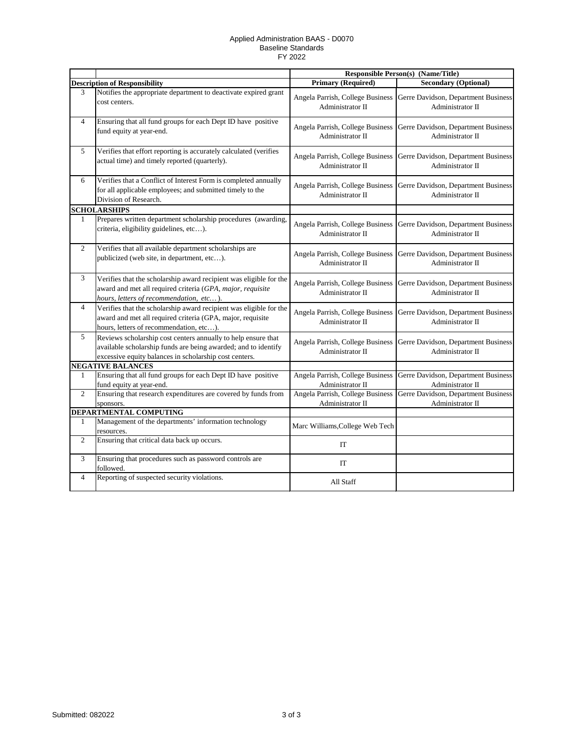Applied Administration BAAS - D0070
Baseline Standards
FY 2022

| | | Responsible Person(s) (Name/Title) | |
|---|---|---|---|
| **Description of Responsibility** | | **Primary (Required)** | **Secondary (Optional)** |
| 3 | Notifies the appropriate department to deactivate expired grant cost centers. | Angela Parrish, College Business Administrator II | Gerre Davidson, Department Business Administrator II |
| 4 | Ensuring that all fund groups for each Dept ID have positive fund equity at year-end. | Angela Parrish, College Business Administrator II | Gerre Davidson, Department Business Administrator II |
| 5 | Verifies that effort reporting is accurately calculated (verifies actual time) and timely reported (quarterly). | Angela Parrish, College Business Administrator II | Gerre Davidson, Department Business Administrator II |
| 6 | Verifies that a Conflict of Interest Form is completed annually for all applicable employees; and submitted timely to the Division of Research. | Angela Parrish, College Business Administrator II | Gerre Davidson, Department Business Administrator II |
| **SCHOLARSHIPS** | | | |
| 1 | Prepares written department scholarship procedures (awarding, criteria, eligibility guidelines, etc…). | Angela Parrish, College Business Administrator II | Gerre Davidson, Department Business Administrator II |
| 2 | Verifies that all available department scholarships are publicized (web site, in department, etc…). | Angela Parrish, College Business Administrator II | Gerre Davidson, Department Business Administrator II |
| 3 | Verifies that the scholarship award recipient was eligible for the award and met all required criteria (*GPA, major, requisite hours, letters of recommendation, etc…*). | Angela Parrish, College Business Administrator II | Gerre Davidson, Department Business Administrator II |
| 4 | Verifies that the scholarship award recipient was eligible for the award and met all required criteria (GPA, major, requisite hours, letters of recommendation, etc…). | Angela Parrish, College Business Administrator II | Gerre Davidson, Department Business Administrator II |
| 5 | Reviews scholarship cost centers annually to help ensure that available scholarship funds are being awarded; and to identify excessive equity balances in scholarship cost centers. | Angela Parrish, College Business Administrator II | Gerre Davidson, Department Business Administrator II |
| **NEGATIVE BALANCES** | | | |
| 1 | Ensuring that all fund groups for each Dept ID have positive fund equity at year-end. | Angela Parrish, College Business Administrator II | Gerre Davidson, Department Business Administrator II |
| 2 | Ensuring that research expenditures are covered by funds from sponsors. | Angela Parrish, College Business Administrator II | Gerre Davidson, Department Business Administrator II |
| **DEPARTMENTAL COMPUTING** | | | |
| 1 | Management of the departments' information technology resources. | Marc Williams,College Web Tech | |
| 2 | Ensuring that critical data back up occurs. | IT | |
| 3 | Ensuring that procedures such as password controls are followed. | IT | |
| 4 | Reporting of suspected security violations. | All Staff | |

Submitted: 082022